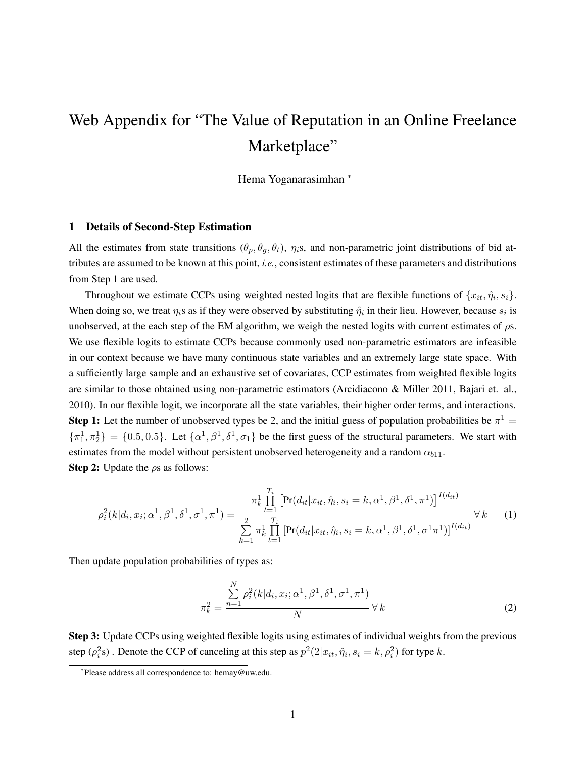# Web Appendix for "The Value of Reputation in an Online Freelance Marketplace"

Hema Yoganarasimhan [*]

## 1 Details of Second-Step Estimation

All the estimates from state transitions $(\theta_p, \theta_g, \theta_t)$, $\eta_i$s, and non-parametric joint distributions of bid attributes are assumed to be known at this point, *i.e.*, consistent estimates of these parameters and distributions from Step 1 are used.

Throughout we estimate CCPs using weighted nested logits that are flexible functions of $\{x_{it}, \hat{\eta}_i, s_i\}$. When doing so, we treat $\eta_i$s as if they were observed by substituting $\hat{\eta}_i$ in their lieu. However, because $s_i$ is unobserved, at the each step of the EM algorithm, we weigh the nested logits with current estimates of $\rho$s. We use flexible logits to estimate CCPs because commonly used non-parametric estimators are infeasible in our context because we have many continuous state variables and an extremely large state space. With a sufficiently large sample and an exhaustive set of covariates, CCP estimates from weighted flexible logits are similar to those obtained using non-parametric estimators (Arcidiacono & Miller 2011, Bajari et. al., 2010). In our flexible logit, we incorporate all the state variables, their higher order terms, and interactions.

**Step 1:** Let the number of unobserved types be 2, and the initial guess of population probabilities be $\pi^1 = \{\pi_1^1, \pi_2^1\} = \{0.5, 0.5\}$. Let $\{\alpha^1, \beta^1, \delta^1, \sigma_1\}$ be the first guess of the structural parameters. We start with estimates from the model without persistent unobserved heterogeneity and a random $\alpha_{b11}$.

**Step 2:** Update the $\rho$s as follows:

$$\rho_i^2(k|d_i, x_i; \alpha^1, \beta^1, \delta^1, \sigma^1, \pi^1) = \frac{\pi_k^1 \prod_{t=1}^{T_i} \left[\Pr(d_{it}|x_{it}, \hat{\eta}_i, s_i = k, \alpha^1, \beta^1, \delta^1, \pi^1)\right]^{I(d_{it})}}{\sum_{k=1}^{2} \pi_k^1 \prod_{t=1}^{T_i} \left[\Pr(d_{it}|x_{it}, \hat{\eta}_i, s_i = k, \alpha^1, \beta^1, \delta^1, \sigma^1 \pi^1)\right]^{I(d_{it})}} \; \forall \, k \tag{1}$$

Then update population probabilities of types as:

$$\pi_k^2 = \frac{\sum_{n=1}^{N} \rho_i^2(k|d_i, x_i; \alpha^1, \beta^1, \delta^1, \sigma^1, \pi^1)}{N} \; \forall \, k \tag{2}$$

**Step 3:** Update CCPs using weighted flexible logits using estimates of individual weights from the previous step ($\rho_i^2$s) . Denote the CCP of canceling at this step as $p^2(2|x_{it}, \hat{\eta}_i, s_i = k, \rho_i^2)$ for type $k$.

[*] Please address all correspondence to: hemay@uw.edu.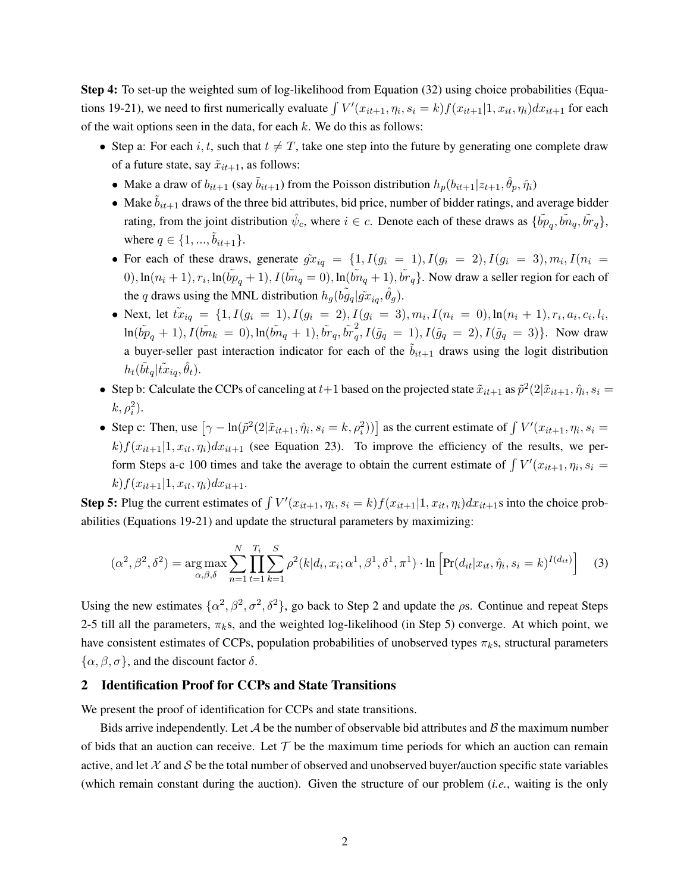**Step 4:** To set-up the weighted sum of log-likelihood from Equation (32) using choice probabilities (Equations 19-21), we need to first numerically evaluate $\int V'(x_{it+1}, \eta_i, s_i = k) f(x_{it+1}|1, x_{it}, \eta_i) dx_{it+1}$ for each of the wait options seen in the data, for each $k$. We do this as follows:

- Step a: For each $i, t$, such that $t \neq T$, take one step into the future by generating one complete draw of a future state, say $\tilde{x}_{it+1}$, as follows:
  - Make a draw of $b_{it+1}$ (say $\tilde{b}_{it+1}$) from the Poisson distribution $h_p(b_{it+1}|z_{t+1}, \hat{\theta}_p, \hat{\eta}_i)$
  - Make $\tilde{b}_{it+1}$ draws of the three bid attributes, bid price, number of bidder ratings, and average bidder rating, from the joint distribution $\hat{\psi}_c$, where $i \in c$. Denote each of these draws as $\{\tilde{bp}_q, \tilde{bn}_q, \tilde{br}_q\}$, where $q \in \{1, ..., \tilde{b}_{it+1}\}$.
  - For each of these draws, generate $\tilde{gx}_{iq} = \{1, I(g_i = 1), I(g_i = 2), I(g_i = 3), m_i, I(n_i = 0), \ln(n_i + 1), r_i, \ln(\tilde{bp}_q + 1), I(\tilde{bn}_q = 0), \ln(\tilde{bn}_q + 1), \tilde{br}_q\}$. Now draw a seller region for each of the $q$ draws using the MNL distribution $h_g(\tilde{bg}_q|\tilde{gx}_{iq}, \hat{\theta}_g)$.
  - Next, let $\tilde{tx}_{iq} = \{1, I(g_i = 1), I(g_i = 2), I(g_i = 3), m_i, I(n_i = 0), \ln(n_i + 1), r_i, a_i, c_i, l_i, \ln(\tilde{bp}_q + 1), I(\tilde{bn}_k = 0), \ln(\tilde{bn}_q + 1), \tilde{br}_q, \tilde{br}_q^2, I(\tilde{g}_q = 1), I(\tilde{g}_q = 2), I(\tilde{g}_q = 3)\}$. Now draw a buyer-seller past interaction indicator for each of the $\tilde{b}_{it+1}$ draws using the logit distribution $h_t(\tilde{bt}_q|\tilde{tx}_{iq}, \hat{\theta}_t)$.
- Step b: Calculate the CCPs of canceling at $t+1$ based on the projected state $\tilde{x}_{it+1}$ as $\tilde{p}^2(2|\tilde{x}_{it+1}, \hat{\eta}_i, s_i = k, \rho_i^2)$.
- Step c: Then, use $\left[\gamma - \ln(\tilde{p}^2(2|\tilde{x}_{it+1}, \hat{\eta}_i, s_i = k, \rho_i^2))\right]$ as the current estimate of $\int V'(x_{it+1}, \eta_i, s_i = k) f(x_{it+1}|1, x_{it}, \eta_i) dx_{it+1}$ (see Equation 23). To improve the efficiency of the results, we perform Steps a-c 100 times and take the average to obtain the current estimate of $\int V'(x_{it+1}, \eta_i, s_i = k) f(x_{it+1}|1, x_{it}, \eta_i) dx_{it+1}$.

**Step 5:** Plug the current estimates of $\int V'(x_{it+1}, \eta_i, s_i = k) f(x_{it+1}|1, x_{it}, \eta_i) dx_{it+1}$s into the choice probabilities (Equations 19-21) and update the structural parameters by maximizing:

$$(\alpha^2, \beta^2, \delta^2) = \underset{\alpha, \beta, \delta}{\arg\max} \sum_{n=1}^{N} \prod_{t=1}^{T_i} \sum_{k=1}^{S} \rho^2(k|d_i, x_i; \alpha^1, \beta^1, \delta^1, \pi^1) \cdot \ln \left[ \Pr(d_{it}|x_{it}, \hat{\eta}_i, s_i = k)^{I(d_{it})} \right] \quad (3)$$

Using the new estimates $\{\alpha^2, \beta^2, \sigma^2, \delta^2\}$, go back to Step 2 and update the $\rho$s. Continue and repeat Steps 2-5 till all the parameters, $\pi_k$s, and the weighted log-likelihood (in Step 5) converge. At which point, we have consistent estimates of CCPs, population probabilities of unobserved types $\pi_k$s, structural parameters $\{\alpha, \beta, \sigma\}$, and the discount factor $\delta$.

## 2 Identification Proof for CCPs and State Transitions

We present the proof of identification for CCPs and state transitions.

Bids arrive independently. Let $\mathcal{A}$ be the number of observable bid attributes and $\mathcal{B}$ the maximum number of bids that an auction can receive. Let $\mathcal{T}$ be the maximum time periods for which an auction can remain active, and let $\mathcal{X}$ and $\mathcal{S}$ be the total number of observed and unobserved buyer/auction specific state variables (which remain constant during the auction). Given the structure of our problem (*i.e.*, waiting is the only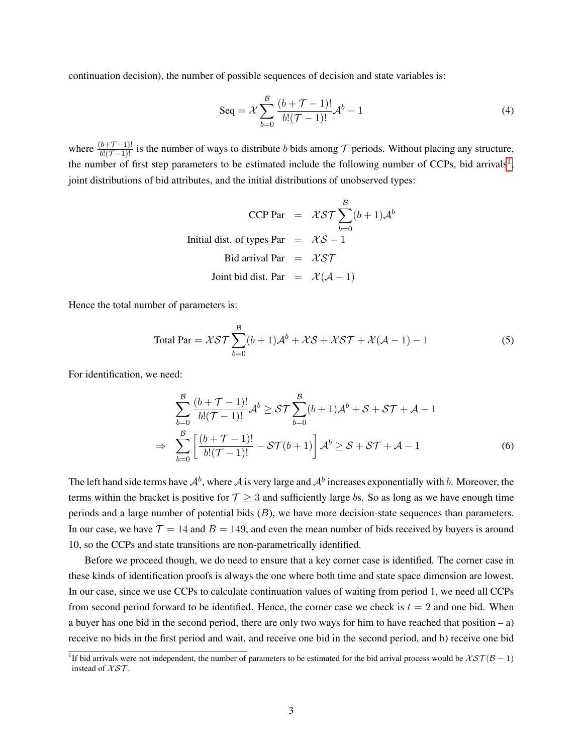continuation decision), the number of possible sequences of decision and state variables is:

$$\text{Seq} = \mathcal{X} \sum_{b=0}^{\mathcal{B}} \frac{(b + \mathcal{T} - 1)!}{b!(\mathcal{T} - 1)!} \mathcal{A}^b - 1 \tag{4}$$

where $\frac{(b+\mathcal{T}-1)!}{b!(\mathcal{T}-1)!}$ is the number of ways to distribute $b$ bids among $\mathcal{T}$ periods. Without placing any structure, the number of first step parameters to be estimated include the following number of CCPs, bid arrivals[1], joint distributions of bid attributes, and the initial distributions of unobserved types:

$$\begin{aligned} \text{CCP Par} &= \mathcal{XST} \sum_{b=0}^{\mathcal{B}} (b+1)\mathcal{A}^b \\ \text{Initial dist. of types Par} &= \mathcal{XS} - 1 \\ \text{Bid arrival Par} &= \mathcal{XST} \\ \text{Joint bid dist. Par} &= \mathcal{X}(\mathcal{A} - 1) \end{aligned}$$

Hence the total number of parameters is:

$$\text{Total Par} = \mathcal{XST} \sum_{b=0}^{\mathcal{B}} (b+1)\mathcal{A}^b + \mathcal{XS} + \mathcal{XST} + \mathcal{X}(\mathcal{A} - 1) - 1 \tag{5}$$

For identification, we need:

$$\begin{aligned} &\sum_{b=0}^{\mathcal{B}} \frac{(b+\mathcal{T}-1)!}{b!(\mathcal{T}-1)!} \mathcal{A}^b \geq \mathcal{ST} \sum_{b=0}^{\mathcal{B}} (b+1)\mathcal{A}^b + \mathcal{S} + \mathcal{ST} + \mathcal{A} - 1 \\ \Rightarrow \quad &\sum_{b=0}^{\mathcal{B}} \left[ \frac{(b+\mathcal{T}-1)!}{b!(\mathcal{T}-1)!} - \mathcal{ST}(b+1) \right] \mathcal{A}^b \geq \mathcal{S} + \mathcal{ST} + \mathcal{A} - 1 \end{aligned} \tag{6}$$

The left hand side terms have $\mathcal{A}^b$, where $\mathcal{A}$ is very large and $\mathcal{A}^b$ increases exponentially with $b$. Moreover, the terms within the bracket is positive for $\mathcal{T} \geq 3$ and sufficiently large $b$s. So as long as we have enough time periods and a large number of potential bids ($B$), we have more decision-state sequences than parameters. In our case, we have $\mathcal{T} = 14$ and $B = 149$, and even the mean number of bids received by buyers is around 10, so the CCPs and state transitions are non-parametrically identified.

Before we proceed though, we do need to ensure that a key corner case is identified. The corner case in these kinds of identification proofs is always the one where both time and state space dimension are lowest. In our case, since we use CCPs to calculate continuation values of waiting from period 1, we need all CCPs from second period forward to be identified. Hence, the corner case we check is $t = 2$ and one bid. When a buyer has one bid in the second period, there are only two ways for him to have reached that position – a) receive no bids in the first period and wait, and receive one bid in the second period, and b) receive one bid

[1] If bid arrivals were not independent, the number of parameters to be estimated for the bid arrival process would be $\mathcal{XST}(\mathcal{B} - 1)$ instead of $\mathcal{XST}$.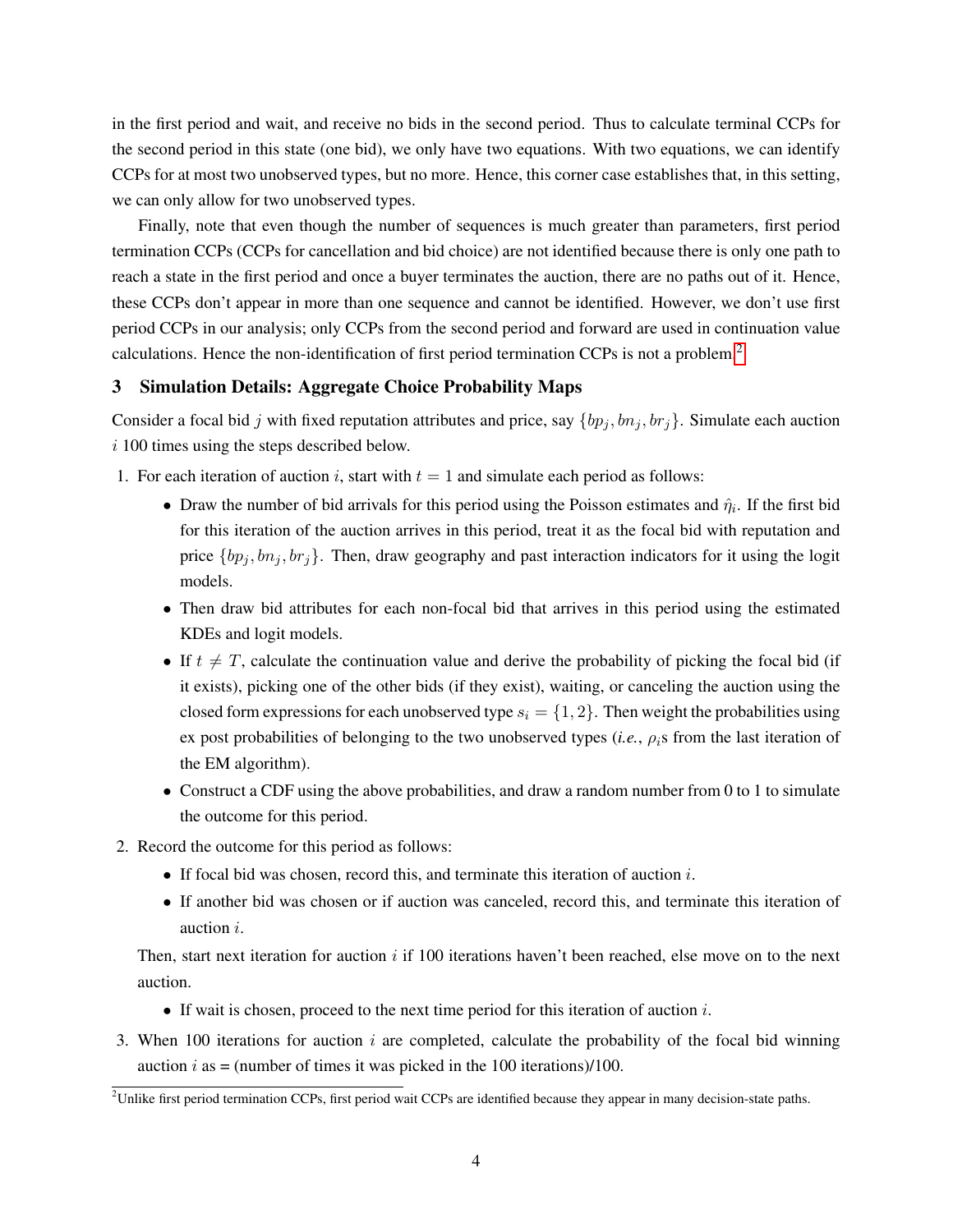in the first period and wait, and receive no bids in the second period. Thus to calculate terminal CCPs for the second period in this state (one bid), we only have two equations. With two equations, we can identify CCPs for at most two unobserved types, but no more. Hence, this corner case establishes that, in this setting, we can only allow for two unobserved types.

Finally, note that even though the number of sequences is much greater than parameters, first period termination CCPs (CCPs for cancellation and bid choice) are not identified because there is only one path to reach a state in the first period and once a buyer terminates the auction, there are no paths out of it. Hence, these CCPs don't appear in more than one sequence and cannot be identified. However, we don't use first period CCPs in our analysis; only CCPs from the second period and forward are used in continuation value calculations. Hence the non-identification of first period termination CCPs is not a problem.[2]

## 3 Simulation Details: Aggregate Choice Probability Maps

Consider a focal bid $j$ with fixed reputation attributes and price, say $\{bp_j, bn_j, br_j\}$. Simulate each auction $i$ 100 times using the steps described below.

1. For each iteration of auction $i$, start with $t = 1$ and simulate each period as follows:
   - Draw the number of bid arrivals for this period using the Poisson estimates and $\hat{\eta}_i$. If the first bid for this iteration of the auction arrives in this period, treat it as the focal bid with reputation and price $\{bp_j, bn_j, br_j\}$. Then, draw geography and past interaction indicators for it using the logit models.
   - Then draw bid attributes for each non-focal bid that arrives in this period using the estimated KDEs and logit models.
   - If $t \neq T$, calculate the continuation value and derive the probability of picking the focal bid (if it exists), picking one of the other bids (if they exist), waiting, or canceling the auction using the closed form expressions for each unobserved type $s_i = \{1, 2\}$. Then weight the probabilities using ex post probabilities of belonging to the two unobserved types (*i.e.*, $\rho_i$s from the last iteration of the EM algorithm).
   - Construct a CDF using the above probabilities, and draw a random number from 0 to 1 to simulate the outcome for this period.
2. Record the outcome for this period as follows:
   - If focal bid was chosen, record this, and terminate this iteration of auction $i$.
   - If another bid was chosen or if auction was canceled, record this, and terminate this iteration of auction $i$.

   Then, start next iteration for auction $i$ if 100 iterations haven't been reached, else move on to the next auction.

   - If wait is chosen, proceed to the next time period for this iteration of auction $i$.
3. When 100 iterations for auction $i$ are completed, calculate the probability of the focal bid winning auction $i$ as = (number of times it was picked in the 100 iterations)/100.

[2] Unlike first period termination CCPs, first period wait CCPs are identified because they appear in many decision-state paths.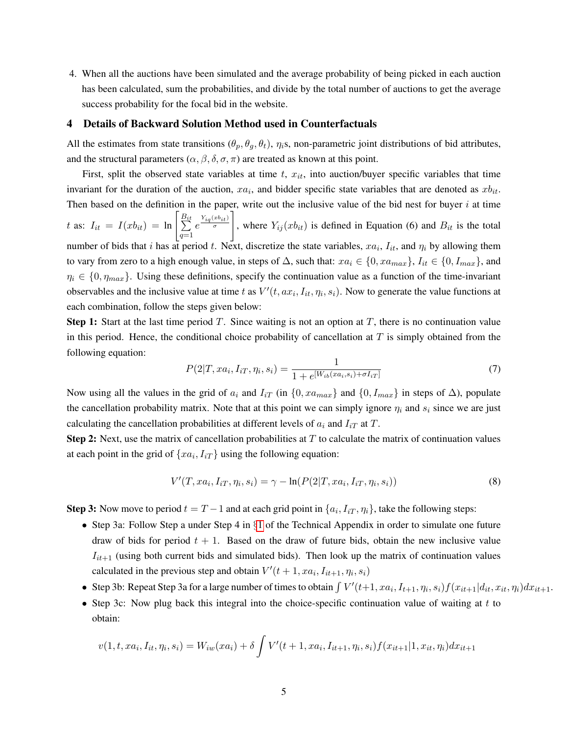4. When all the auctions have been simulated and the average probability of being picked in each auction has been calculated, sum the probabilities, and divide by the total number of auctions to get the average success probability for the focal bid in the website.

## 4 Details of Backward Solution Method used in Counterfactuals

All the estimates from state transitions $(\theta_p, \theta_g, \theta_t)$, $\eta_i$s, non-parametric joint distributions of bid attributes, and the structural parameters $(\alpha, \beta, \delta, \sigma, \pi)$ are treated as known at this point.

First, split the observed state variables at time $t$, $x_{it}$, into auction/buyer specific variables that time invariant for the duration of the auction, $xa_i$, and bidder specific state variables that are denoted as $xb_{it}$. Then based on the definition in the paper, write out the inclusive value of the bid nest for buyer $i$ at time $t$ as: $I_{it} = I(xb_{it}) = \ln\left[\sum_{q=1}^{B_{it}} e^{\frac{Y_{iq}(xb_{it})}{\sigma}}\right]$, where $Y_{ij}(xb_{it})$ is defined in Equation (6) and $B_{it}$ is the total number of bids that $i$ has at period $t$. Next, discretize the state variables, $xa_i$, $I_{it}$, and $\eta_i$ by allowing them to vary from zero to a high enough value, in steps of $\Delta$, such that: $xa_i \in \{0, xa_{max}\}$, $I_{it} \in \{0, I_{max}\}$, and $\eta_i \in \{0, \eta_{max}\}$. Using these definitions, specify the continuation value as a function of the time-invariant observables and the inclusive value at time $t$ as $V'(t, ax_i, I_{it}, \eta_i, s_i)$. Now to generate the value functions at each combination, follow the steps given below:

**Step 1:** Start at the last time period $T$. Since waiting is not an option at $T$, there is no continuation value in this period. Hence, the conditional choice probability of cancellation at $T$ is simply obtained from the following equation:

$$P(2|T, xa_i, I_{iT}, \eta_i, s_i) = \frac{1}{1 + e^{[W_{ib}(xa_i, s_i) + \sigma I_{iT}]}} \tag{7}$$

Now using all the values in the grid of $a_i$ and $I_{iT}$ (in $\{0, xa_{max}\}$ and $\{0, I_{max}\}$ in steps of $\Delta$), populate the cancellation probability matrix. Note that at this point we can simply ignore $\eta_i$ and $s_i$ since we are just calculating the cancellation probabilities at different levels of $a_i$ and $I_{iT}$ at $T$.

**Step 2:** Next, use the matrix of cancellation probabilities at $T$ to calculate the matrix of continuation values at each point in the grid of $\{xa_i, I_{iT}\}$ using the following equation:

$$V'(T, xa_i, I_{iT}, \eta_i, s_i) = \gamma - \ln(P(2|T, xa_i, I_{iT}, \eta_i, s_i)) \tag{8}$$

**Step 3:** Now move to period $t = T - 1$ and at each grid point in $\{a_i, I_{iT}, \eta_i\}$, take the following steps:

- Step 3a: Follow Step a under Step 4 in §1 of the Technical Appendix in order to simulate one future draw of bids for period $t + 1$. Based on the draw of future bids, obtain the new inclusive value $I_{it+1}$ (using both current bids and simulated bids). Then look up the matrix of continuation values calculated in the previous step and obtain $V'(t + 1, xa_i, I_{it+1}, \eta_i, s_i)$
- Step 3b: Repeat Step 3a for a large number of times to obtain $\int V'(t+1, xa_i, I_{t+1}, \eta_i, s_i) f(x_{it+1}|d_{it}, x_{it}, \eta_i) dx_{it+1}$.
- Step 3c: Now plug back this integral into the choice-specific continuation value of waiting at $t$ to obtain:

$$v(1, t, xa_i, I_{it}, \eta_i, s_i) = W_{iw}(xa_i) + \delta \int V'(t + 1, xa_i, I_{it+1}, \eta_i, s_i) f(x_{it+1}|1, x_{it}, \eta_i) dx_{it+1}$$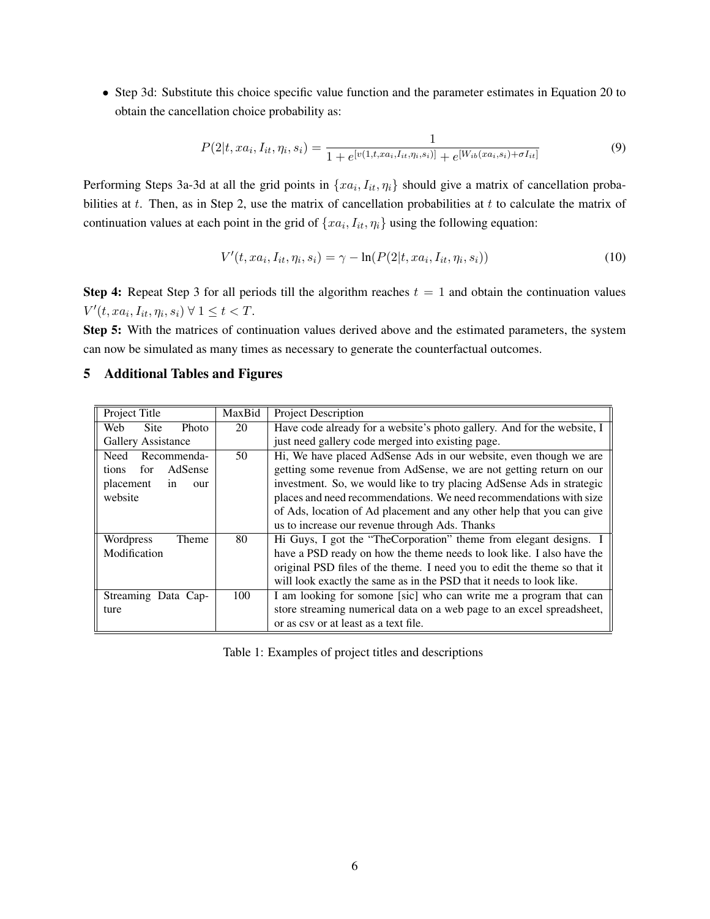- Step 3d: Substitute this choice specific value function and the parameter estimates in Equation 20 to obtain the cancellation choice probability as:

$$P(2|t, xa_i, I_{it}, \eta_i, s_i) = \frac{1}{1 + e^{[v(1,t,xa_i,I_{it},\eta_i,s_i)]} + e^{[W_{ib}(xa_i,s_i)+\sigma I_{it}]}} \tag{9}$$

Performing Steps 3a-3d at all the grid points in $\{xa_i, I_{it}, \eta_i\}$ should give a matrix of cancellation probabilities at $t$. Then, as in Step 2, use the matrix of cancellation probabilities at $t$ to calculate the matrix of continuation values at each point in the grid of $\{xa_i, I_{it}, \eta_i\}$ using the following equation:

$$V'(t, xa_i, I_{it}, \eta_i, s_i) = \gamma - \ln(P(2|t, xa_i, I_{it}, \eta_i, s_i)) \tag{10}$$

**Step 4:** Repeat Step 3 for all periods till the algorithm reaches $t = 1$ and obtain the continuation values $V'(t, xa_i, I_{it}, \eta_i, s_i) \; \forall \; 1 \leq t < T$.

**Step 5:** With the matrices of continuation values derived above and the estimated parameters, the system can now be simulated as many times as necessary to generate the counterfactual outcomes.

## 5 Additional Tables and Figures

| Project Title | MaxBid | Project Description |
|---|---|---|
| Web Site Photo Gallery Assistance | 20 | Have code already for a website's photo gallery. And for the website, I just need gallery code merged into existing page. |
| Need Recommendations for AdSense placement in our website | 50 | Hi, We have placed AdSense Ads in our website, even though we are getting some revenue from AdSense, we are not getting return on our investment. So, we would like to try placing AdSense Ads in strategic places and need recommendations. We need recommendations with size of Ads, location of Ad placement and any other help that you can give us to increase our revenue through Ads. Thanks |
| Wordpress Theme Modification | 80 | Hi Guys, I got the "TheCorporation" theme from elegant designs. I have a PSD ready on how the theme needs to look like. I also have the original PSD files of the theme. I need you to edit the theme so that it will look exactly the same as in the PSD that it needs to look like. |
| Streaming Data Capture | 100 | I am looking for somone [sic] who can write me a program that can store streaming numerical data on a web page to an excel spreadsheet, or as csv or at least as a text file. |

Table 1: Examples of project titles and descriptions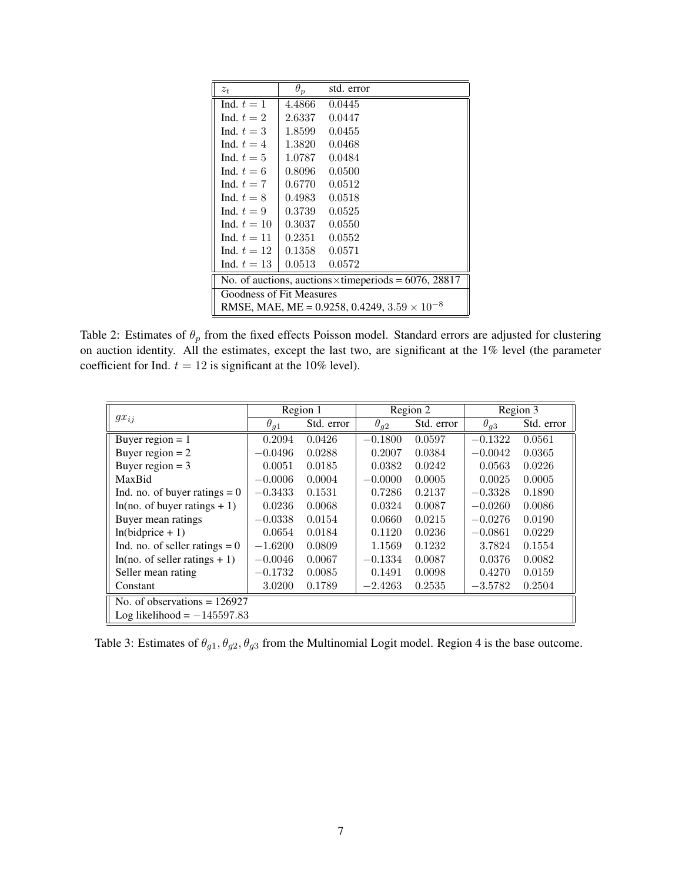| $z_t$ | $\theta_p$ | std. error |
|---|---|---|
| Ind. $t = 1$ | 4.4866 | 0.0445 |
| Ind. $t = 2$ | 2.6337 | 0.0447 |
| Ind. $t = 3$ | 1.8599 | 0.0455 |
| Ind. $t = 4$ | 1.3820 | 0.0468 |
| Ind. $t = 5$ | 1.0787 | 0.0484 |
| Ind. $t = 6$ | 0.8096 | 0.0500 |
| Ind. $t = 7$ | 0.6770 | 0.0512 |
| Ind. $t = 8$ | 0.4983 | 0.0518 |
| Ind. $t = 9$ | 0.3739 | 0.0525 |
| Ind. $t = 10$ | 0.3037 | 0.0550 |
| Ind. $t = 11$ | 0.2351 | 0.0552 |
| Ind. $t = 12$ | 0.1358 | 0.0571 |
| Ind. $t = 13$ | 0.0513 | 0.0572 |
| No. of auctions, auctions$\times$timeperiods = 6076, 28817 | | |
| Goodness of Fit Measures | | |
| RMSE, MAE, ME = 0.9258, 0.4249, $3.59 \times 10^{-8}$ | | |

Table 2: Estimates of $\theta_p$ from the fixed effects Poisson model. Standard errors are adjusted for clustering on auction identity. All the estimates, except the last two, are significant at the 1% level (the parameter coefficient for Ind. $t = 12$ is significant at the 10% level).

| $gx_{ij}$ | Region 1 | | Region 2 | | Region 3 | |
|---|---|---|---|---|---|---|
| | $\theta_{g1}$ | Std. error | $\theta_{g2}$ | Std. error | $\theta_{g3}$ | Std. error |
| Buyer region = 1 | 0.2094 | 0.0426 | $-0.1800$ | 0.0597 | $-0.1322$ | 0.0561 |
| Buyer region = 2 | $-0.0496$ | 0.0288 | 0.2007 | 0.0384 | $-0.0042$ | 0.0365 |
| Buyer region = 3 | 0.0051 | 0.0185 | 0.0382 | 0.0242 | 0.0563 | 0.0226 |
| MaxBid | $-0.0006$ | 0.0004 | $-0.0000$ | 0.0005 | 0.0025 | 0.0005 |
| Ind. no. of buyer ratings = 0 | $-0.3433$ | 0.1531 | 0.7286 | 0.2137 | $-0.3328$ | 0.1890 |
| ln(no. of buyer ratings + 1) | 0.0236 | 0.0068 | 0.0324 | 0.0087 | $-0.0260$ | 0.0086 |
| Buyer mean ratings | $-0.0338$ | 0.0154 | 0.0660 | 0.0215 | $-0.0276$ | 0.0190 |
| ln(bidprice + 1) | 0.0654 | 0.0184 | 0.1120 | 0.0236 | $-0.0861$ | 0.0229 |
| Ind. no. of seller ratings = 0 | $-1.6200$ | 0.0809 | 1.1569 | 0.1232 | 3.7824 | 0.1554 |
| ln(no. of seller ratings + 1) | $-0.0046$ | 0.0067 | $-0.1334$ | 0.0087 | 0.0376 | 0.0082 |
| Seller mean rating | $-0.1732$ | 0.0085 | 0.1491 | 0.0098 | 0.4270 | 0.0159 |
| Constant | 3.0200 | 0.1789 | $-2.4263$ | 0.2535 | $-3.5782$ | 0.2504 |
| No. of observations = 126927 | | | | | | |
| Log likelihood = $-145597.83$ | | | | | | |

Table 3: Estimates of $\theta_{g1}, \theta_{g2}, \theta_{g3}$ from the Multinomial Logit model. Region 4 is the base outcome.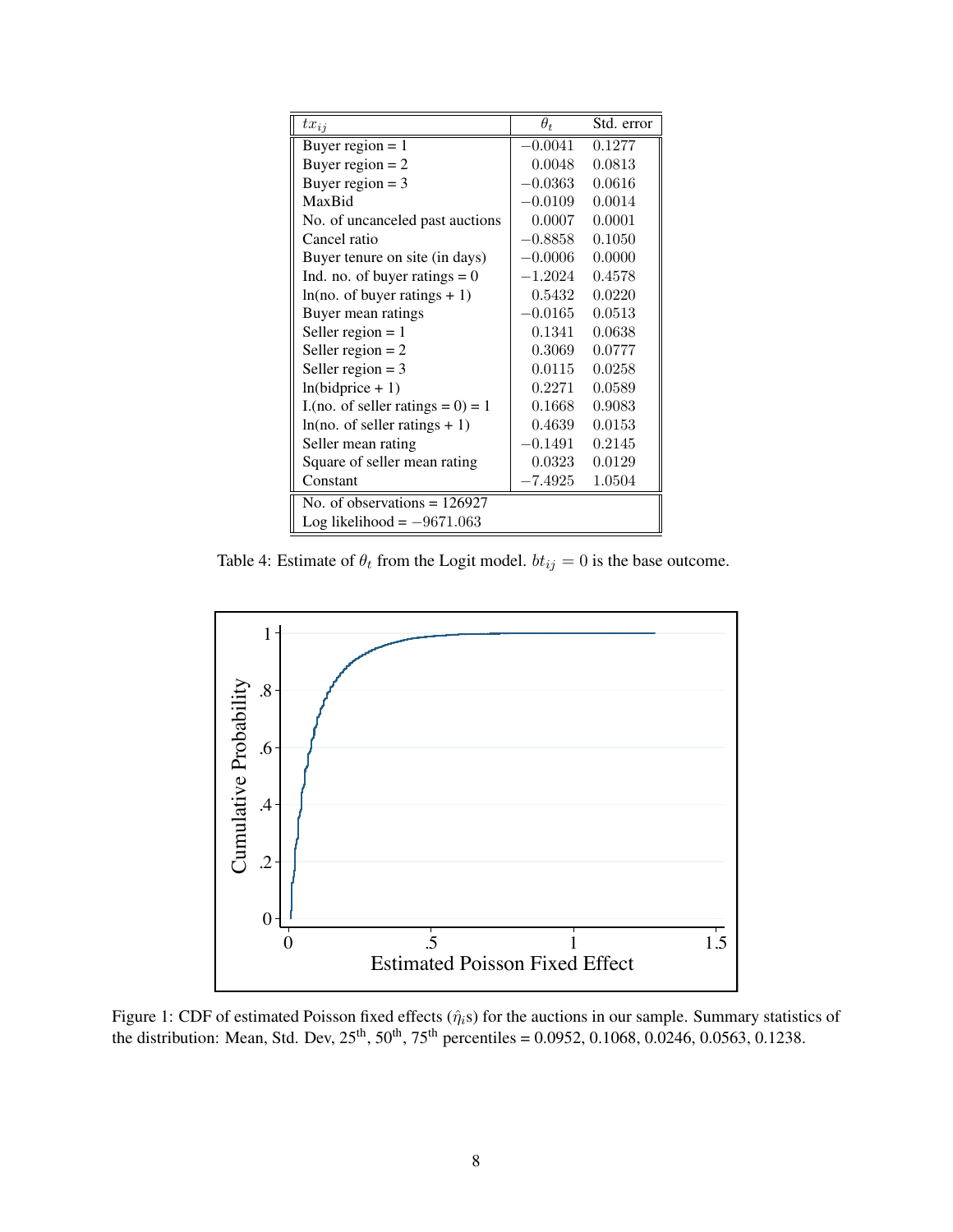| $tx_{ij}$ | $\theta_t$ | Std. error |
|---|---|---|
| Buyer region = 1 | $-0.0041$ | 0.1277 |
| Buyer region = 2 | 0.0048 | 0.0813 |
| Buyer region = 3 | $-0.0363$ | 0.0616 |
| MaxBid | $-0.0109$ | 0.0014 |
| No. of uncanceled past auctions | 0.0007 | 0.0001 |
| Cancel ratio | $-0.8858$ | 0.1050 |
| Buyer tenure on site (in days) | $-0.0006$ | 0.0000 |
| Ind. no. of buyer ratings = 0 | $-1.2024$ | 0.4578 |
| ln(no. of buyer ratings + 1) | 0.5432 | 0.0220 |
| Buyer mean ratings | $-0.0165$ | 0.0513 |
| Seller region = 1 | 0.1341 | 0.0638 |
| Seller region = 2 | 0.3069 | 0.0777 |
| Seller region = 3 | 0.0115 | 0.0258 |
| ln(bidprice + 1) | 0.2271 | 0.0589 |
| I.(no. of seller ratings = 0) = 1 | 0.1668 | 0.9083 |
| ln(no. of seller ratings + 1) | 0.4639 | 0.0153 |
| Seller mean rating | $-0.1491$ | 0.2145 |
| Square of seller mean rating | 0.0323 | 0.0129 |
| Constant | $-7.4925$ | 1.0504 |
| No. of observations = 126927 | | |
| Log likelihood = $-9671.063$ | | |

Table 4: Estimate of $\theta_t$ from the Logit model. $bt_{ij} = 0$ is the base outcome.

Cumulative Probability

1

.8

.6

.4

.2

0

0 .5 1 1.5

Estimated Poisson Fixed Effect

Figure 1: CDF of estimated Poisson fixed effects ($\hat{\eta}_i$s) for the auctions in our sample. Summary statistics of the distribution: Mean, Std. Dev, $25^{\text{th}}$, $50^{\text{th}}$, $75^{\text{th}}$ percentiles = 0.0952, 0.1068, 0.0246, 0.0563, 0.1238.